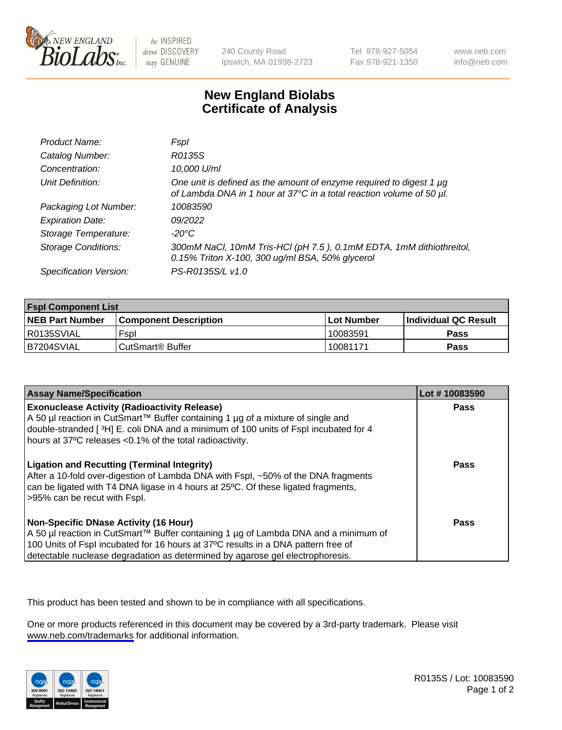# New England Biolabs Certificate of Analysis

| | |
|---|---|
| *Product Name:* | *FspI* |
| *Catalog Number:* | *R0135S* |
| *Concentration:* | *10,000 U/ml* |
| *Unit Definition:* | *One unit is defined as the amount of enzyme required to digest 1 µg of Lambda DNA in 1 hour at 37°C in a total reaction volume of 50 µl.* |
| *Packaging Lot Number:* | *10083590* |
| *Expiration Date:* | *09/2022* |
| *Storage Temperature:* | *-20°C* |
| *Storage Conditions:* | *300mM NaCl, 10mM Tris-HCl (pH 7.5 ), 0.1mM EDTA, 1mM dithiothreitol, 0.15% Triton X-100, 300 ug/ml BSA, 50% glycerol* |
| *Specification Version:* | *PS-R0135S/L v1.0* |

| FspI Component List | | | |
|---|---|---|---|
| **NEB Part Number** | **Component Description** | **Lot Number** | **Individual QC Result** |
| R0135SVIAL | FspI | 10083591 | **Pass** |
| B7204SVIAL | CutSmart® Buffer | 10081171 | **Pass** |

| Assay Name/Specification | Lot # 10083590 |
|---|---|
| **Exonuclease Activity (Radioactivity Release)** A 50 µl reaction in CutSmart™ Buffer containing 1 µg of a mixture of single and double-stranded [ $^3$H] E. coli DNA and a minimum of 100 units of FspI incubated for 4 hours at 37ºC releases <0.1% of the total radioactivity. | **Pass** |
| **Ligation and Recutting (Terminal Integrity)** After a 10-fold over-digestion of Lambda DNA with FspI, ~50% of the DNA fragments can be ligated with T4 DNA ligase in 4 hours at 25ºC. Of these ligated fragments, >95% can be recut with FspI. | **Pass** |
| **Non-Specific DNase Activity (16 Hour)** A 50 µl reaction in CutSmart™ Buffer containing 1 µg of Lambda DNA and a minimum of 100 Units of FspI incubated for 16 hours at 37ºC results in a DNA pattern free of detectable nuclease degradation as determined by agarose gel electrophoresis. | **Pass** |

This product has been tested and shown to be in compliance with all specifications.

One or more products referenced in this document may be covered by a 3rd-party trademark. Please visit www.neb.com/trademarks for additional information.

R0135S / Lot: 10083590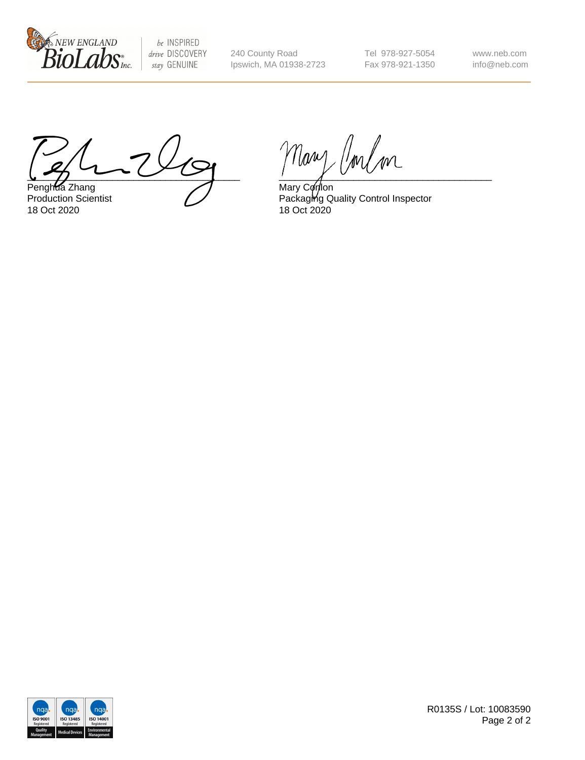Penghua Zhang
Production Scientist
18 Oct 2020

Mary Conlon
Packaging Quality Control Inspector
18 Oct 2020

R0135S / Lot: 10083590